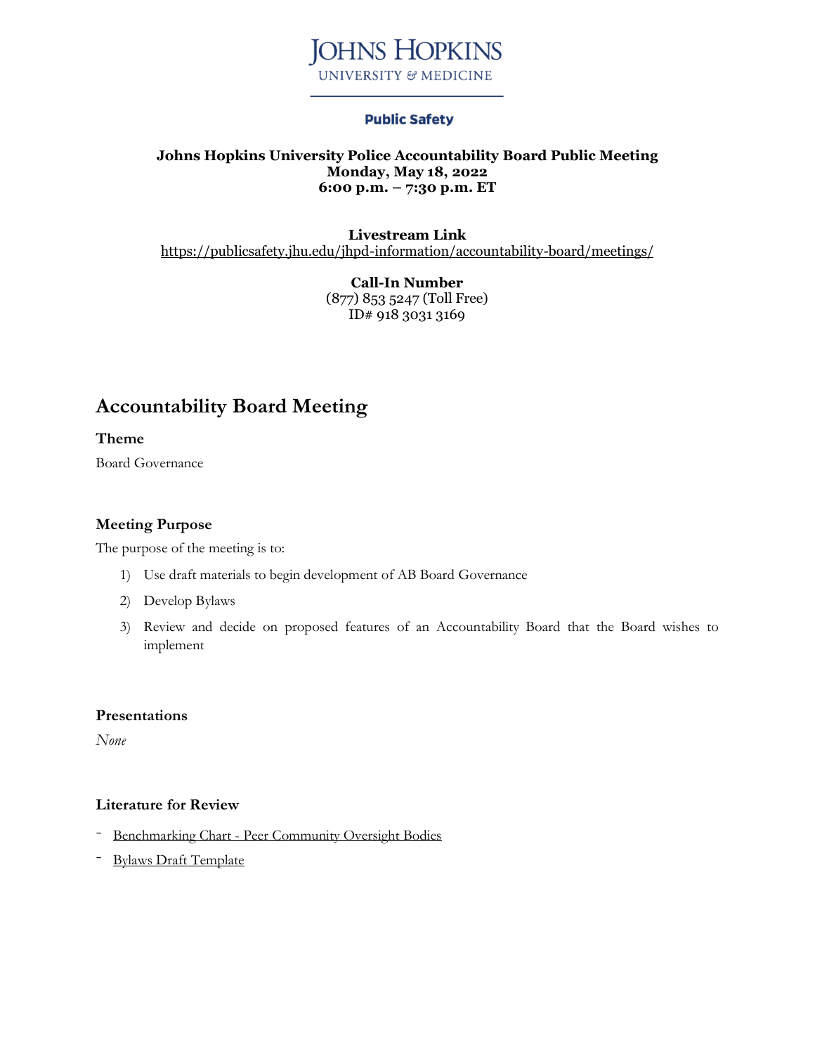JOHNS HOPKINS
UNIVERSITY & MEDICINE

**Public Safety**

**Johns Hopkins University Police Accountability Board Public Meeting**
**Monday, May 18, 2022**
**6:00 p.m. – 7:30 p.m. ET**

**Livestream Link**
https://publicsafety.jhu.edu/jhpd-information/accountability-board/meetings/

**Call-In Number**
(877) 853 5247 (Toll Free)
ID# 918 3031 3169

# Accountability Board Meeting

### Theme

Board Governance

### Meeting Purpose

The purpose of the meeting is to:

1) Use draft materials to begin development of AB Board Governance
2) Develop Bylaws
3) Review and decide on proposed features of an Accountability Board that the Board wishes to implement

### Presentations

*None*

### Literature for Review

- Benchmarking Chart - Peer Community Oversight Bodies
- Bylaws Draft Template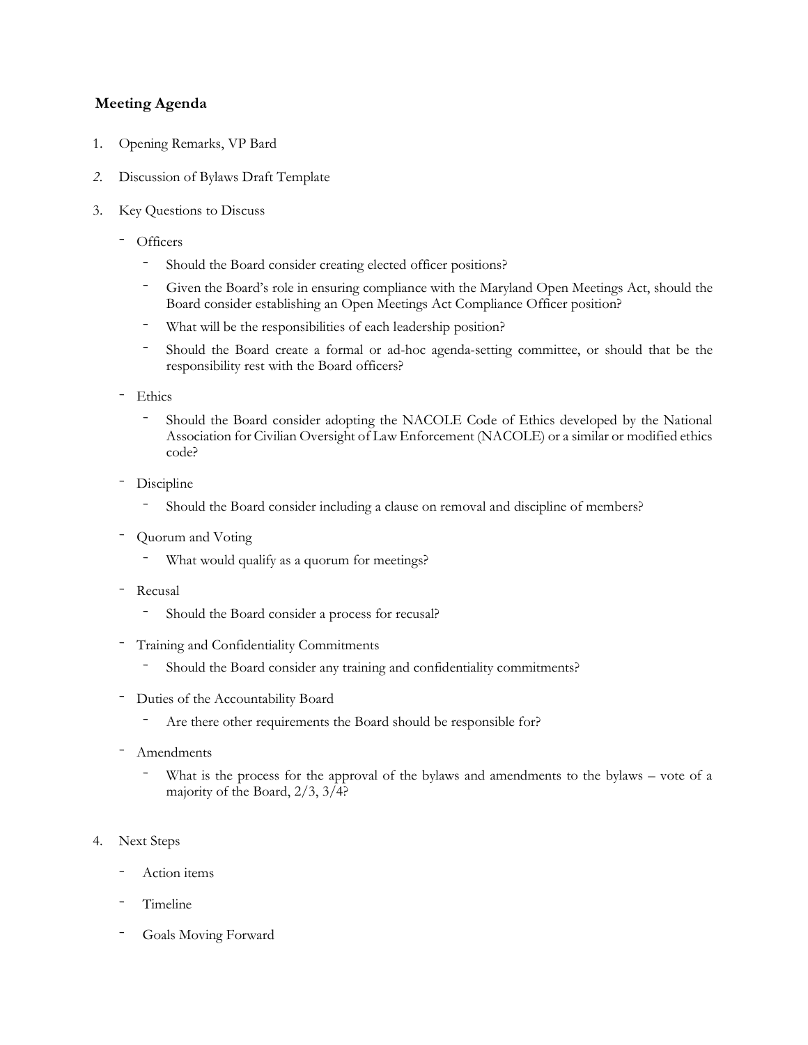**Meeting Agenda**

1. Opening Remarks, VP Bard

2. Discussion of Bylaws Draft Template

3. Key Questions to Discuss

   - Officers
     - Should the Board consider creating elected officer positions?
     - Given the Board's role in ensuring compliance with the Maryland Open Meetings Act, should the Board consider establishing an Open Meetings Act Compliance Officer position?
     - What will be the responsibilities of each leadership position?
     - Should the Board create a formal or ad-hoc agenda-setting committee, or should that be the responsibility rest with the Board officers?
   - Ethics
     - Should the Board consider adopting the NACOLE Code of Ethics developed by the National Association for Civilian Oversight of Law Enforcement (NACOLE) or a similar or modified ethics code?
   - Discipline
     - Should the Board consider including a clause on removal and discipline of members?
   - Quorum and Voting
     - What would qualify as a quorum for meetings?
   - Recusal
     - Should the Board consider a process for recusal?
   - Training and Confidentiality Commitments
     - Should the Board consider any training and confidentiality commitments?
   - Duties of the Accountability Board
     - Are there other requirements the Board should be responsible for?
   - Amendments
     - What is the process for the approval of the bylaws and amendments to the bylaws – vote of a majority of the Board, 2/3, 3/4?

4. Next Steps

   - Action items
   - Timeline
   - Goals Moving Forward